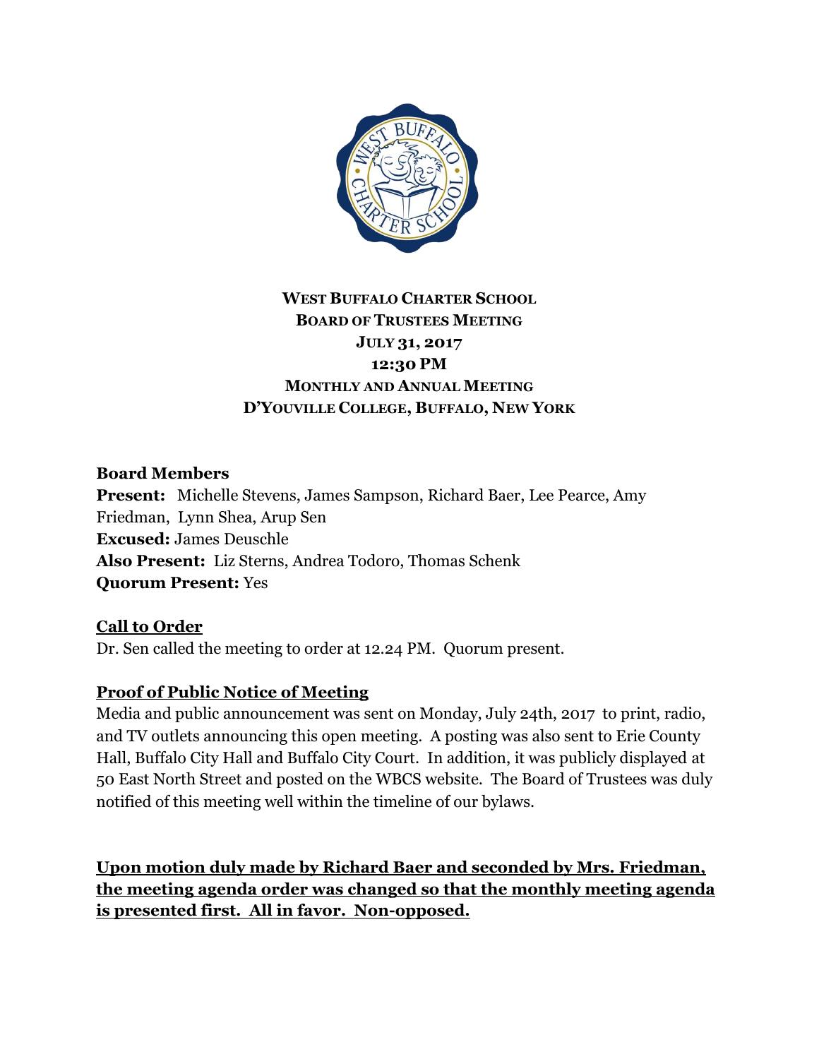# WEST BUFFALO CHARTER SCHOOL
## BOARD OF TRUSTEES MEETING
## JULY 31, 2017
## 12:30 PM
## MONTHLY AND ANNUAL MEETING
## D'YOUVILLE COLLEGE, BUFFALO, NEW YORK

**Board Members**
**Present:** Michelle Stevens, James Sampson, Richard Baer, Lee Pearce, Amy Friedman, Lynn Shea, Arup Sen
**Excused:** James Deuschle
**Also Present:** Liz Sterns, Andrea Todoro, Thomas Schenk
**Quorum Present:** Yes

**Call to Order**

Dr. Sen called the meeting to order at 12.24 PM. Quorum present.

**Proof of Public Notice of Meeting**

Media and public announcement was sent on Monday, July 24th, 2017 to print, radio, and TV outlets announcing this open meeting. A posting was also sent to Erie County Hall, Buffalo City Hall and Buffalo City Court. In addition, it was publicly displayed at 50 East North Street and posted on the WBCS website. The Board of Trustees was duly notified of this meeting well within the timeline of our bylaws.

**Upon motion duly made by Richard Baer and seconded by Mrs. Friedman, the meeting agenda order was changed so that the monthly meeting agenda is presented first. All in favor. Non-opposed.**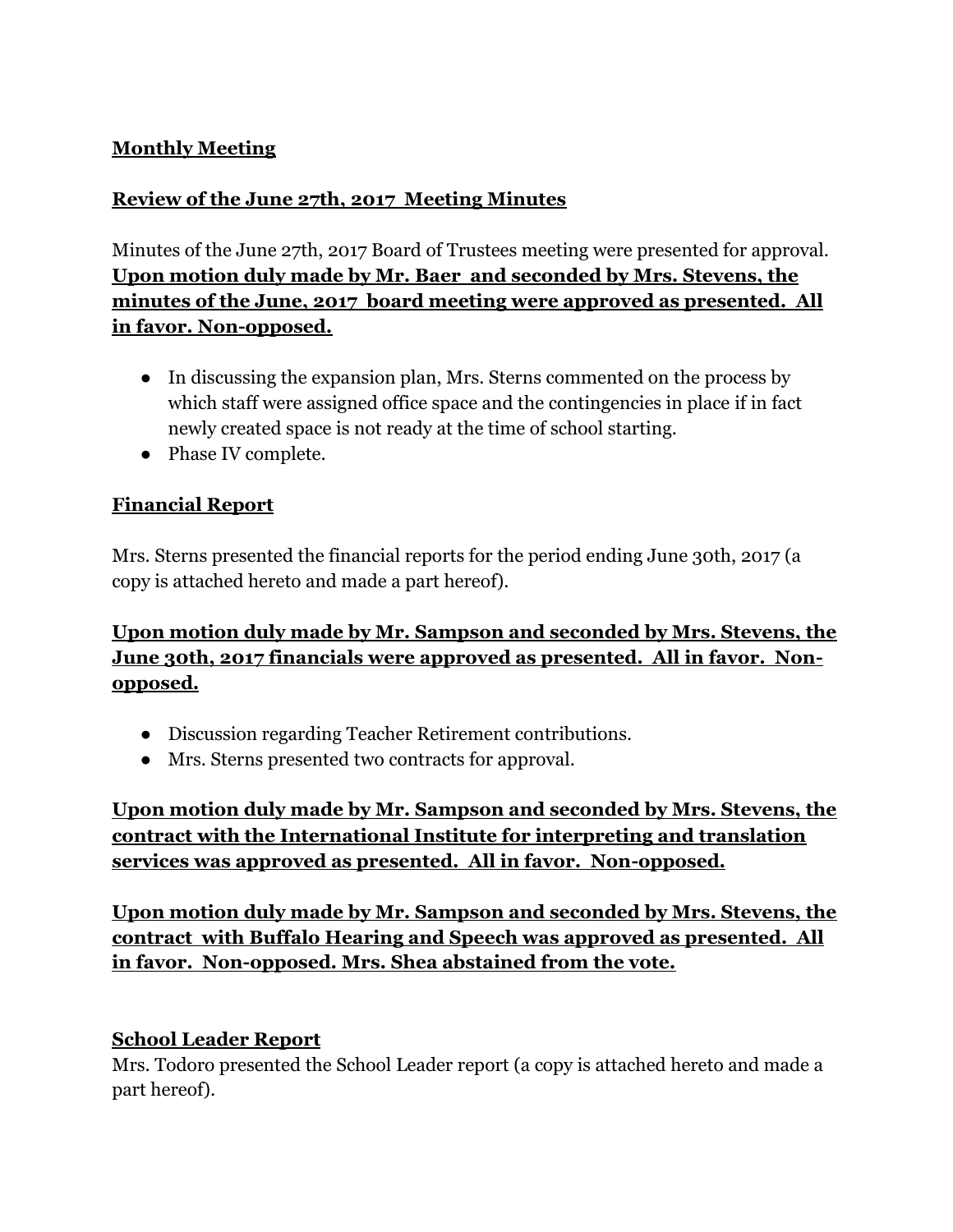**Monthly Meeting**

**Review of the June 27th, 2017 Meeting Minutes**

Minutes of the June 27th, 2017 Board of Trustees meeting were presented for approval. **Upon motion duly made by Mr. Baer and seconded by Mrs. Stevens, the minutes of the June, 2017 board meeting were approved as presented. All in favor. Non-opposed.**

- In discussing the expansion plan, Mrs. Sterns commented on the process by which staff were assigned office space and the contingencies in place if in fact newly created space is not ready at the time of school starting.
- Phase IV complete.

**Financial Report**

Mrs. Sterns presented the financial reports for the period ending June 30th, 2017 (a copy is attached hereto and made a part hereof).

**Upon motion duly made by Mr. Sampson and seconded by Mrs. Stevens, the June 30th, 2017 financials were approved as presented. All in favor. Non-opposed.**

- Discussion regarding Teacher Retirement contributions.
- Mrs. Sterns presented two contracts for approval.

**Upon motion duly made by Mr. Sampson and seconded by Mrs. Stevens, the contract with the International Institute for interpreting and translation services was approved as presented. All in favor. Non-opposed.**

**Upon motion duly made by Mr. Sampson and seconded by Mrs. Stevens, the contract with Buffalo Hearing and Speech was approved as presented. All in favor. Non-opposed. Mrs. Shea abstained from the vote.**

**School Leader Report**

Mrs. Todoro presented the School Leader report (a copy is attached hereto and made a part hereof).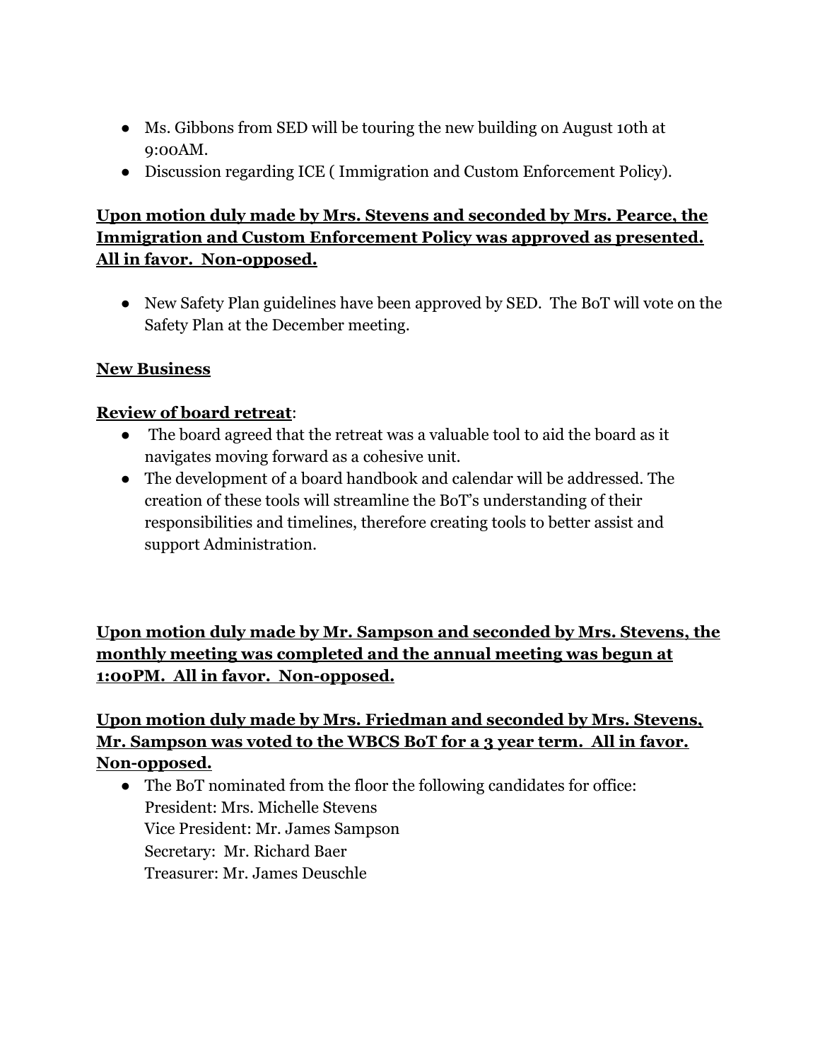- Ms. Gibbons from SED will be touring the new building on August 10th at 9:00AM.
- Discussion regarding ICE ( Immigration and Custom Enforcement Policy).

**Upon motion duly made by Mrs. Stevens and seconded by Mrs. Pearce, the Immigration and Custom Enforcement Policy was approved as presented. All in favor. Non-opposed.**

- New Safety Plan guidelines have been approved by SED. The BoT will vote on the Safety Plan at the December meeting.

**New Business**

**Review of board retreat**:

- The board agreed that the retreat was a valuable tool to aid the board as it navigates moving forward as a cohesive unit.
- The development of a board handbook and calendar will be addressed. The creation of these tools will streamline the BoT's understanding of their responsibilities and timelines, therefore creating tools to better assist and support Administration.

**Upon motion duly made by Mr. Sampson and seconded by Mrs. Stevens, the monthly meeting was completed and the annual meeting was begun at 1:00PM. All in favor. Non-opposed.**

**Upon motion duly made by Mrs. Friedman and seconded by Mrs. Stevens, Mr. Sampson was voted to the WBCS BoT for a 3 year term. All in favor. Non-opposed.**

- The BoT nominated from the floor the following candidates for office:
  President: Mrs. Michelle Stevens
  Vice President: Mr. James Sampson
  Secretary: Mr. Richard Baer
  Treasurer: Mr. James Deuschle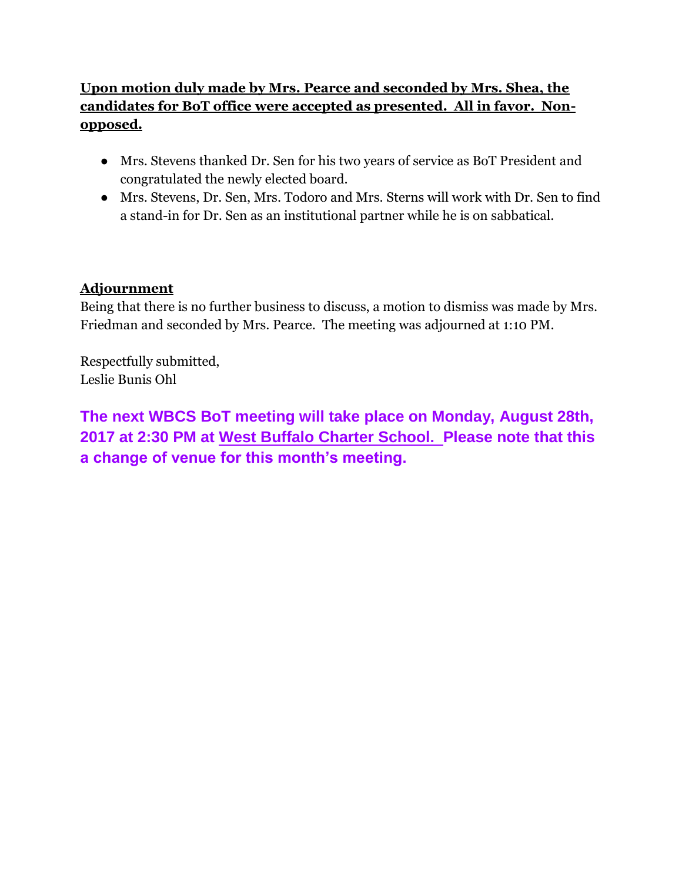**<u>Upon motion duly made by Mrs. Pearce and seconded by Mrs. Shea, the candidates for BoT office were accepted as presented. All in favor. Non-opposed.</u>**

- Mrs. Stevens thanked Dr. Sen for his two years of service as BoT President and congratulated the newly elected board.
- Mrs. Stevens, Dr. Sen, Mrs. Todoro and Mrs. Sterns will work with Dr. Sen to find a stand-in for Dr. Sen as an institutional partner while he is on sabbatical.

**<u>Adjournment</u>**

Being that there is no further business to discuss, a motion to dismiss was made by Mrs. Friedman and seconded by Mrs. Pearce. The meeting was adjourned at 1:10 PM.

Respectfully submitted,
Leslie Bunis Ohl

**The next WBCS BoT meeting will take place on Monday, August 28th, 2017 at 2:30 PM at <u>West Buffalo Charter School.</u> Please note that this a change of venue for this month's meeting.**